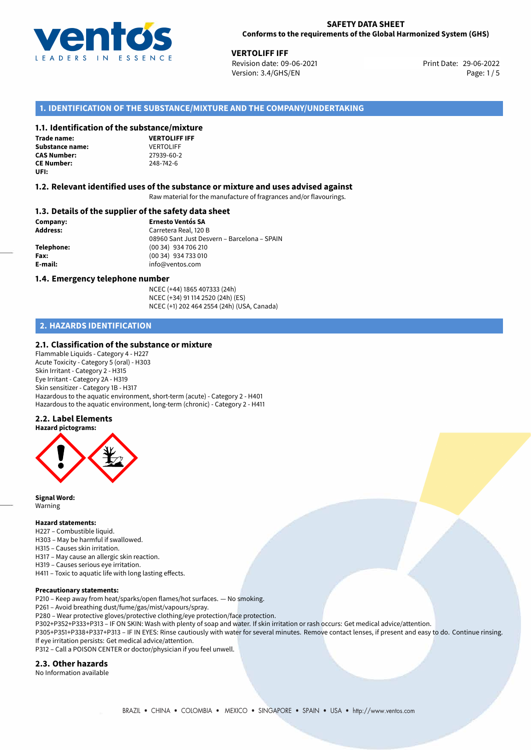# SAFETY DATA SHEET
**Conforms to the requirements of the Global Harmonized System (GHS)**

**VERTOLIFF IFF**
Revision date: 09-06-2021
Version: 3.4/GHS/EN
Print Date: 29-06-2022

## 1. IDENTIFICATION OF THE SUBSTANCE/MIXTURE AND THE COMPANY/UNDERTAKING

### 1.1. Identification of the substance/mixture

| | |
|---|---|
| **Trade name:** | **VERTOLIFF IFF** |
| **Substance name:** | VERTOLIFF |
| **CAS Number:** | 27939-60-2 |
| **CE Number:** | 248-742-6 |
| **UFI:** | |

### 1.2. Relevant identified uses of the substance or mixture and uses advised against

Raw material for the manufacture of fragrances and/or flavourings.

### 1.3. Details of the supplier of the safety data sheet

| | |
|---|---|
| **Company:** | **Ernesto Ventós SA** |
| **Address:** | Carretera Real, 120 B<br>08960 Sant Just Desvern – Barcelona – SPAIN |
| **Telephone:** | (00 34) 934 706 210 |
| **Fax:** | (00 34) 934 733 010 |
| **E-mail:** | info@ventos.com |

### 1.4. Emergency telephone number

NCEC (+44) 1865 407333 (24h)
NCEC (+34) 91 114 2520 (24h) (ES)
NCEC (+1) 202 464 2554 (24h) (USA, Canada)

## 2. HAZARDS IDENTIFICATION

### 2.1. Classification of the substance or mixture

Flammable Liquids - Category 4 - H227
Acute Toxicity - Category 5 (oral) - H303
Skin Irritant - Category 2 - H315
Eye Irritant - Category 2A - H319
Skin sensitizer - Category 1B - H317
Hazardous to the aquatic environment, short-term (acute) - Category 2 - H401
Hazardous to the aquatic environment, long-term (chronic) - Category 2 - H411

### 2.2. Label Elements

**Hazard pictograms:**

**Signal Word:**
Warning

**Hazard statements:**
H227 – Combustible liquid.
H303 – May be harmful if swallowed.
H315 – Causes skin irritation.
H317 – May cause an allergic skin reaction.
H319 – Causes serious eye irritation.
H411 – Toxic to aquatic life with long lasting effects.

**Precautionary statements:**
P210 – Keep away from heat/sparks/open flames/hot surfaces. — No smoking.
P261 – Avoid breathing dust/fume/gas/mist/vapours/spray.
P280 – Wear protective gloves/protective clothing/eye protection/face protection.
P302+P352+P333+P313 – IF ON SKIN: Wash with plenty of soap and water. If skin irritation or rash occurs: Get medical advice/attention.
P305+P351+P338+P337+P313 – IF IN EYES: Rinse cautiously with water for several minutes. Remove contact lenses, if present and easy to do. Continue rinsing. If eye irritation persists: Get medical advice/attention.
P312 – Call a POISON CENTER or doctor/physician if you feel unwell.

### 2.3. Other hazards

No Information available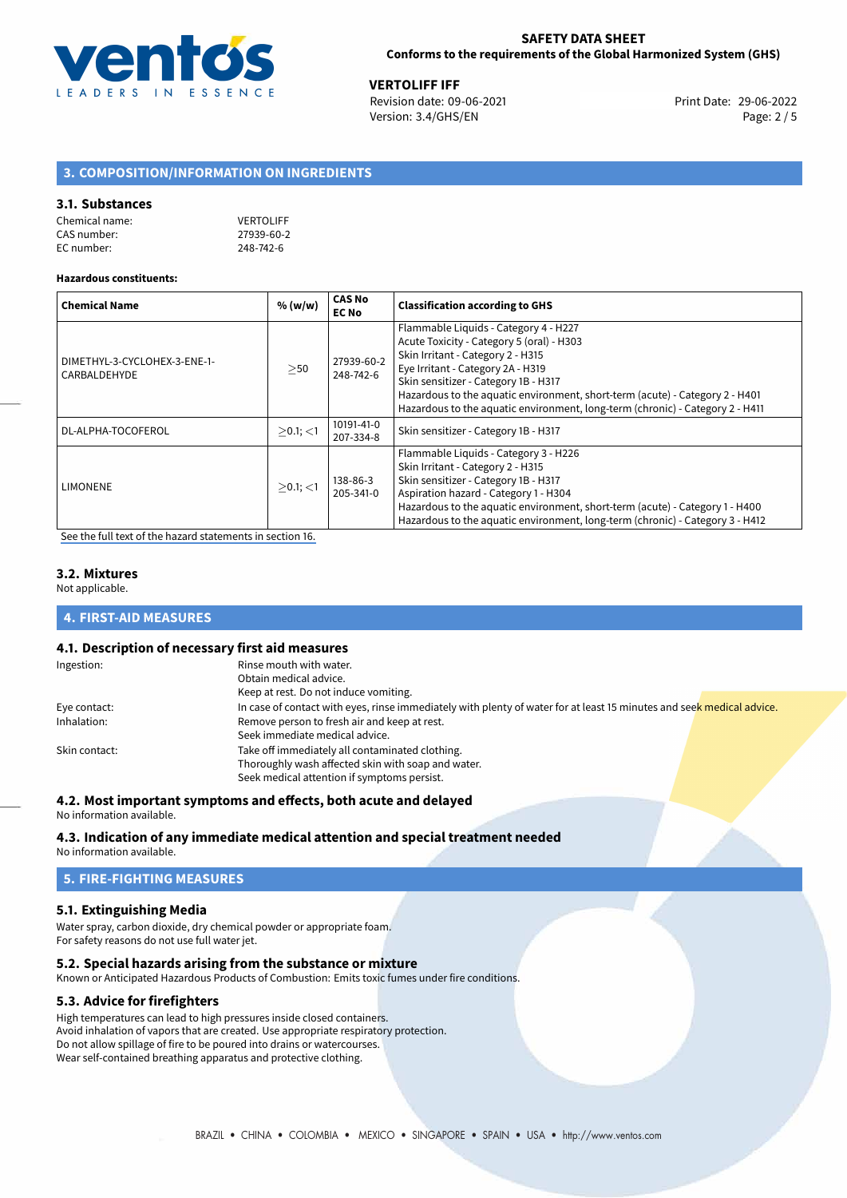## 3. COMPOSITION/INFORMATION ON INGREDIENTS

### 3.1. Substances

Chemical name: VERTOLIFF
CAS number: 27939-60-2
EC number: 248-742-6

**Hazardous constituents:**

| Chemical Name | % (w/w) | CAS No EC No | Classification according to GHS |
|---|---|---|---|
| DIMETHYL-3-CYCLOHEX-3-ENE-1-CARBALDEHYDE | $\geq$50 | 27939-60-2 248-742-6 | Flammable Liquids - Category 4 - H227<br>Acute Toxicity - Category 5 (oral) - H303<br>Skin Irritant - Category 2 - H315<br>Eye Irritant - Category 2A - H319<br>Skin sensitizer - Category 1B - H317<br>Hazardous to the aquatic environment, short-term (acute) - Category 2 - H401<br>Hazardous to the aquatic environment, long-term (chronic) - Category 2 - H411 |
| DL-ALPHA-TOCOFEROL | $\geq$0.1; $<$1 | 10191-41-0 207-334-8 | Skin sensitizer - Category 1B - H317 |
| LIMONENE | $\geq$0.1; $<$1 | 138-86-3 205-341-0 | Flammable Liquids - Category 3 - H226<br>Skin Irritant - Category 2 - H315<br>Skin sensitizer - Category 1B - H317<br>Aspiration hazard - Category 1 - H304<br>Hazardous to the aquatic environment, short-term (acute) - Category 1 - H400<br>Hazardous to the aquatic environment, long-term (chronic) - Category 3 - H412 |

See the full text of the hazard statements in section 16.

### 3.2. Mixtures

Not applicable.

## 4. FIRST-AID MEASURES

### 4.1. Description of necessary first aid measures

Ingestion: Rinse mouth with water.
Obtain medical advice.
Keep at rest. Do not induce vomiting.

Eye contact: In case of contact with eyes, rinse immediately with plenty of water for at least 15 minutes and seek medical advice.

Inhalation: Remove person to fresh air and keep at rest.
Seek immediate medical advice.

Skin contact: Take off immediately all contaminated clothing.
Thoroughly wash affected skin with soap and water.
Seek medical attention if symptoms persist.

### 4.2. Most important symptoms and effects, both acute and delayed

No information available.

### 4.3. Indication of any immediate medical attention and special treatment needed

No information available.

## 5. FIRE-FIGHTING MEASURES

### 5.1. Extinguishing Media

Water spray, carbon dioxide, dry chemical powder or appropriate foam.
For safety reasons do not use full water jet.

### 5.2. Special hazards arising from the substance or mixture

Known or Anticipated Hazardous Products of Combustion: Emits toxic fumes under fire conditions.

### 5.3. Advice for firefighters

High temperatures can lead to high pressures inside closed containers.
Avoid inhalation of vapors that are created. Use appropriate respiratory protection.
Do not allow spillage of fire to be poured into drains or watercourses.
Wear self-contained breathing apparatus and protective clothing.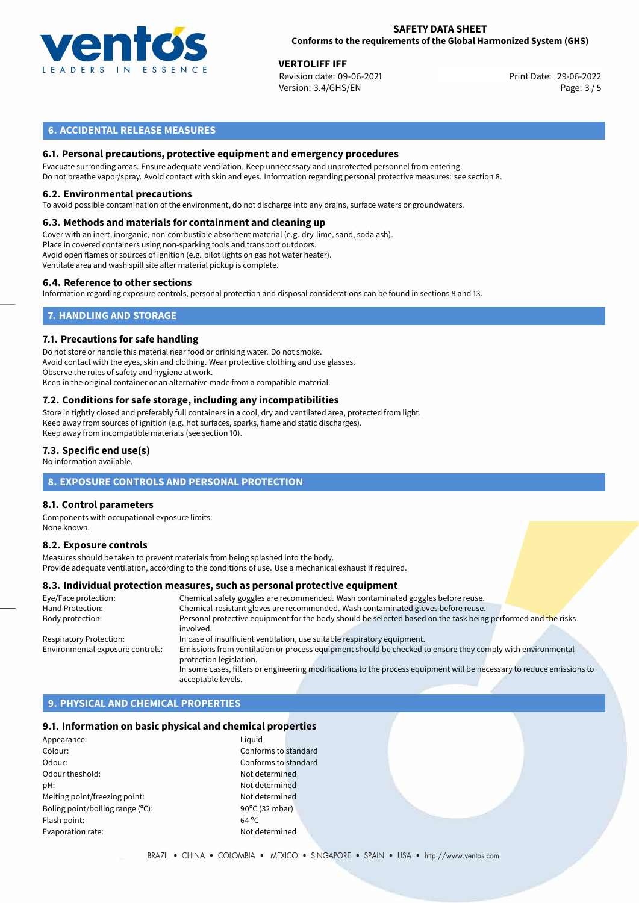## 6. ACCIDENTAL RELEASE MEASURES

### 6.1. Personal precautions, protective equipment and emergency procedures

Evacuate surronding areas. Ensure adequate ventilation. Keep unnecessary and unprotected personnel from entering.
Do not breathe vapor/spray. Avoid contact with skin and eyes. Information regarding personal protective measures: see section 8.

### 6.2. Environmental precautions

To avoid possible contamination of the environment, do not discharge into any drains, surface waters or groundwaters.

### 6.3. Methods and materials for containment and cleaning up

Cover with an inert, inorganic, non-combustible absorbent material (e.g. dry-lime, sand, soda ash).
Place in covered containers using non-sparking tools and transport outdoors.
Avoid open flames or sources of ignition (e.g. pilot lights on gas hot water heater).
Ventilate area and wash spill site after material pickup is complete.

### 6.4. Reference to other sections

Information regarding exposure controls, personal protection and disposal considerations can be found in sections 8 and 13.

## 7. HANDLING AND STORAGE

### 7.1. Precautions for safe handling

Do not store or handle this material near food or drinking water. Do not smoke.
Avoid contact with the eyes, skin and clothing. Wear protective clothing and use glasses.
Observe the rules of safety and hygiene at work.
Keep in the original container or an alternative made from a compatible material.

### 7.2. Conditions for safe storage, including any incompatibilities

Store in tightly closed and preferably full containers in a cool, dry and ventilated area, protected from light.
Keep away from sources of ignition (e.g. hot surfaces, sparks, flame and static discharges).
Keep away from incompatible materials (see section 10).

### 7.3. Specific end use(s)

No information available.

## 8. EXPOSURE CONTROLS AND PERSONAL PROTECTION

### 8.1. Control parameters

Components with occupational exposure limits:
None known.

### 8.2. Exposure controls

Measures should be taken to prevent materials from being splashed into the body.
Provide adequate ventilation, according to the conditions of use. Use a mechanical exhaust if required.

### 8.3. Individual protection measures, such as personal protective equipment

| | |
|---|---|
| Eye/Face protection: | Chemical safety goggles are recommended. Wash contaminated goggles before reuse. |
| Hand Protection: | Chemical-resistant gloves are recommended. Wash contaminated gloves before reuse. |
| Body protection: | Personal protective equipment for the body should be selected based on the task being performed and the risks involved. |
| Respiratory Protection: | In case of insufficient ventilation, use suitable respiratory equipment. |
| Environmental exposure controls: | Emissions from ventilation or process equipment should be checked to ensure they comply with environmental protection legislation. In some cases, filters or engineering modifications to the process equipment will be necessary to reduce emissions to acceptable levels. |

## 9. PHYSICAL AND CHEMICAL PROPERTIES

### 9.1. Information on basic physical and chemical properties

| | |
|---|---|
| Appearance: | Liquid |
| Colour: | Conforms to standard |
| Odour: | Conforms to standard |
| Odour theshold: | Not determined |
| pH: | Not determined |
| Melting point/freezing point: | Not determined |
| Boling point/boiling range (°C): | 90°C (32 mbar) |
| Flash point: | 64 °C |
| Evaporation rate: | Not determined |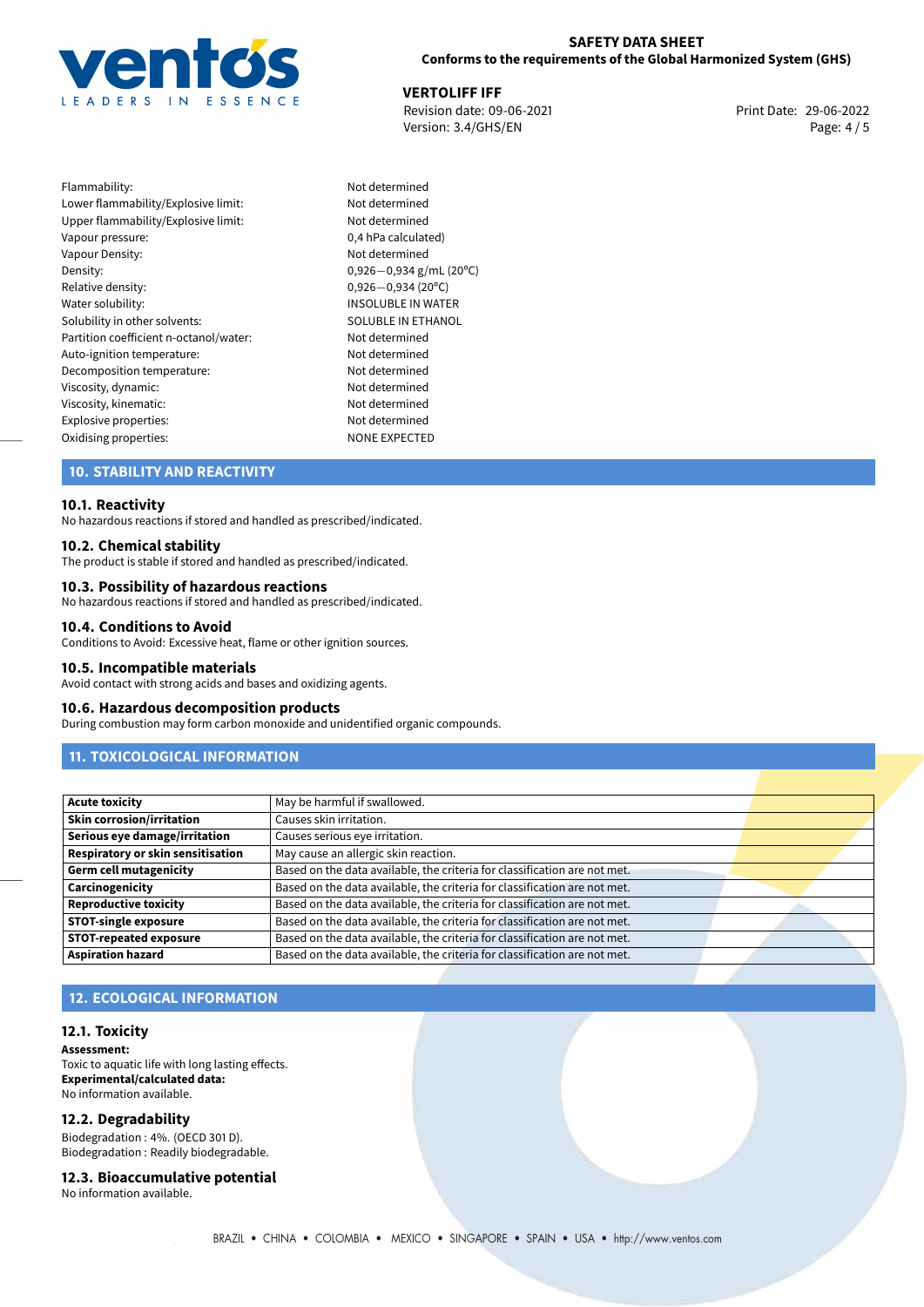| | |
|---|---|
| Flammability: | Not determined |
| Lower flammability/Explosive limit: | Not determined |
| Upper flammability/Explosive limit: | Not determined |
| Vapour pressure: | 0,4 hPa calculated) |
| Vapour Density: | Not determined |
| Density: | 0,926−0,934 g/mL (20ºC) |
| Relative density: | 0,926−0,934 (20ºC) |
| Water solubility: | INSOLUBLE IN WATER |
| Solubility in other solvents: | SOLUBLE IN ETHANOL |
| Partition coefficient n-octanol/water: | Not determined |
| Auto-ignition temperature: | Not determined |
| Decomposition temperature: | Not determined |
| Viscosity, dynamic: | Not determined |
| Viscosity, kinematic: | Not determined |
| Explosive properties: | Not determined |
| Oxidising properties: | NONE EXPECTED |

## 10. STABILITY AND REACTIVITY

### 10.1. Reactivity
No hazardous reactions if stored and handled as prescribed/indicated.

### 10.2. Chemical stability
The product is stable if stored and handled as prescribed/indicated.

### 10.3. Possibility of hazardous reactions
No hazardous reactions if stored and handled as prescribed/indicated.

### 10.4. Conditions to Avoid
Conditions to Avoid: Excessive heat, flame or other ignition sources.

### 10.5. Incompatible materials
Avoid contact with strong acids and bases and oxidizing agents.

### 10.6. Hazardous decomposition products
During combustion may form carbon monoxide and unidentified organic compounds.

## 11. TOXICOLOGICAL INFORMATION

| | |
|---|---|
| **Acute toxicity** | May be harmful if swallowed. |
| **Skin corrosion/irritation** | Causes skin irritation. |
| **Serious eye damage/irritation** | Causes serious eye irritation. |
| **Respiratory or skin sensitisation** | May cause an allergic skin reaction. |
| **Germ cell mutagenicity** | Based on the data available, the criteria for classification are not met. |
| **Carcinogenicity** | Based on the data available, the criteria for classification are not met. |
| **Reproductive toxicity** | Based on the data available, the criteria for classification are not met. |
| **STOT-single exposure** | Based on the data available, the criteria for classification are not met. |
| **STOT-repeated exposure** | Based on the data available, the criteria for classification are not met. |
| **Aspiration hazard** | Based on the data available, the criteria for classification are not met. |

## 12. ECOLOGICAL INFORMATION

### 12.1. Toxicity
**Assessment:**
Toxic to aquatic life with long lasting effects.
**Experimental/calculated data:**
No information available.

### 12.2. Degradability
Biodegradation : 4%. (OECD 301 D).
Biodegradation : Readily biodegradable.

### 12.3. Bioaccumulative potential
No information available.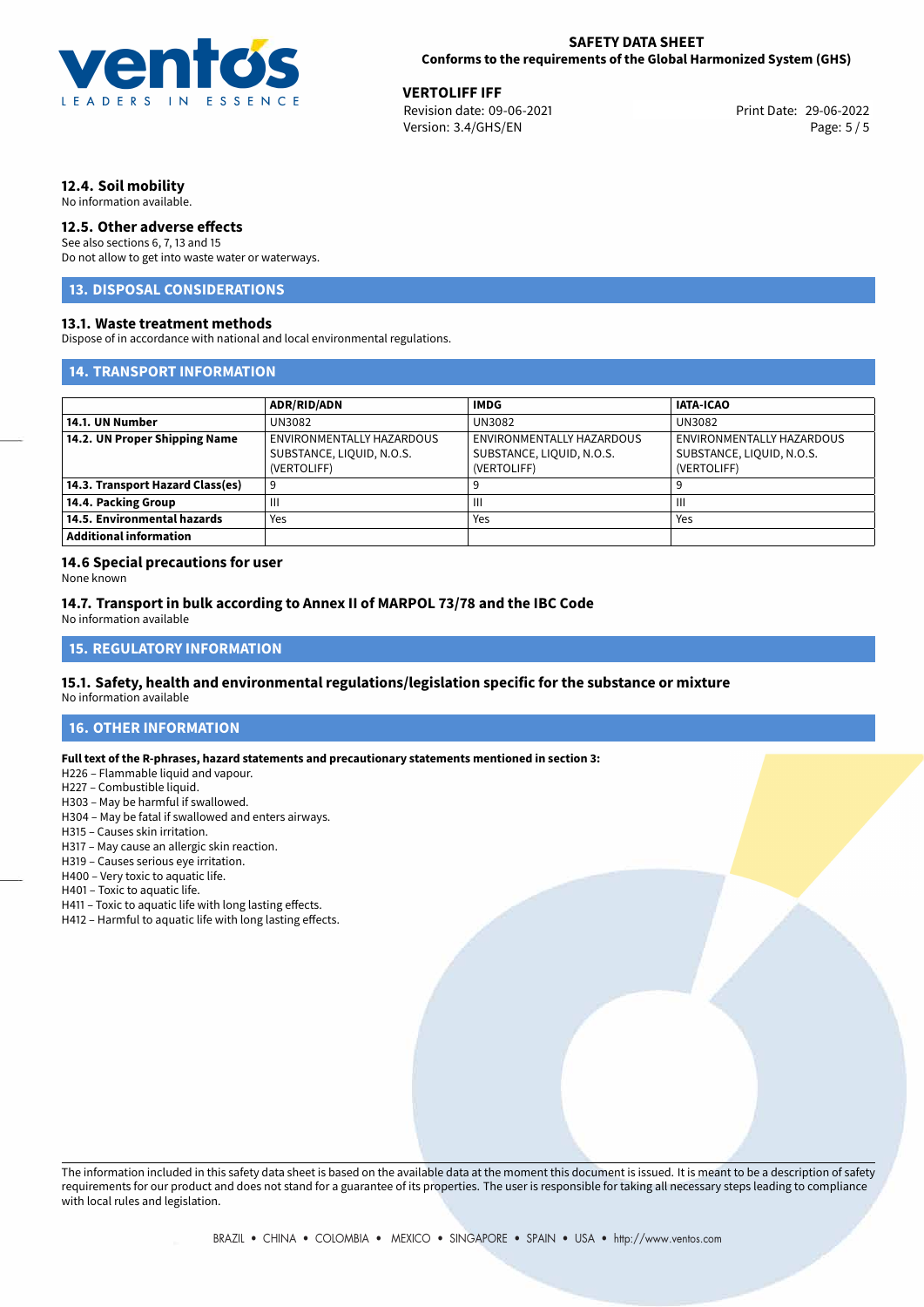### 12.4. Soil mobility

No information available.

### 12.5. Other adverse effects

See also sections 6, 7, 13 and 15
Do not allow to get into waste water or waterways.

## 13. DISPOSAL CONSIDERATIONS

### 13.1. Waste treatment methods

Dispose of in accordance with national and local environmental regulations.

## 14. TRANSPORT INFORMATION

| | ADR/RID/ADN | IMDG | IATA-ICAO |
|---|---|---|---|
| **14.1. UN Number** | UN3082 | UN3082 | UN3082 |
| **14.2. UN Proper Shipping Name** | ENVIRONMENTALLY HAZARDOUS SUBSTANCE, LIQUID, N.O.S. (VERTOLIFF) | ENVIRONMENTALLY HAZARDOUS SUBSTANCE, LIQUID, N.O.S. (VERTOLIFF) | ENVIRONMENTALLY HAZARDOUS SUBSTANCE, LIQUID, N.O.S. (VERTOLIFF) |
| **14.3. Transport Hazard Class(es)** | 9 | 9 | 9 |
| **14.4. Packing Group** | III | III | III |
| **14.5. Environmental hazards** | Yes | Yes | Yes |
| **Additional information** | | | |

### 14.6 Special precautions for user

None known

### 14.7. Transport in bulk according to Annex II of MARPOL 73/78 and the IBC Code

No information available

## 15. REGULATORY INFORMATION

### 15.1. Safety, health and environmental regulations/legislation specific for the substance or mixture

No information available

## 16. OTHER INFORMATION

**Full text of the R-phrases, hazard statements and precautionary statements mentioned in section 3:**

H226 – Flammable liquid and vapour.
H227 – Combustible liquid.
H303 – May be harmful if swallowed.
H304 – May be fatal if swallowed and enters airways.
H315 – Causes skin irritation.
H317 – May cause an allergic skin reaction.
H319 – Causes serious eye irritation.
H400 – Very toxic to aquatic life.
H401 – Toxic to aquatic life.
H411 – Toxic to aquatic life with long lasting effects.
H412 – Harmful to aquatic life with long lasting effects.

The information included in this safety data sheet is based on the available data at the moment this document is issued. It is meant to be a description of safety requirements for our product and does not stand for a guarantee of its properties. The user is responsible for taking all necessary steps leading to compliance with local rules and legislation.